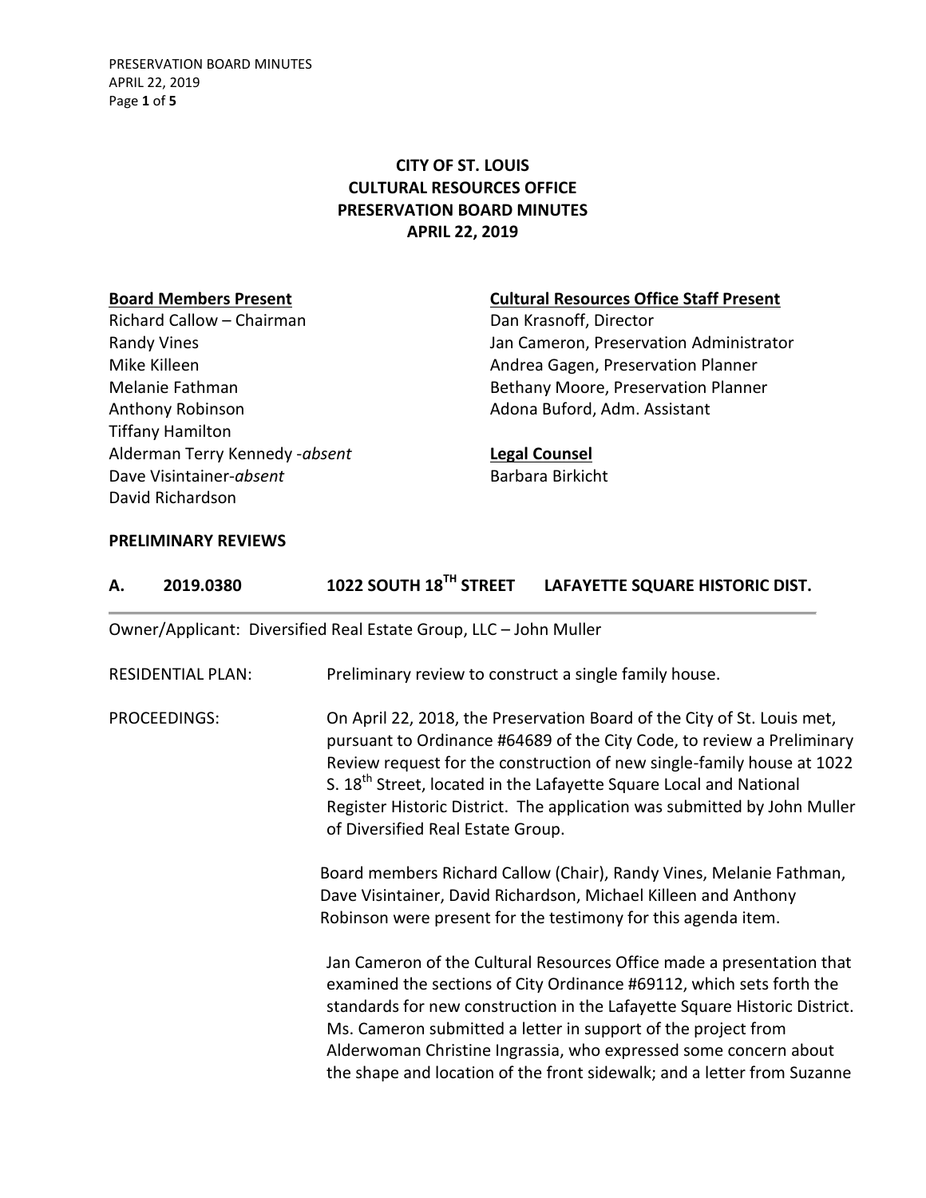# CITY OF ST. LOUIS
# CULTURAL RESOURCES OFFICE
# PRESERVATION BOARD MINUTES
# APRIL 22, 2019

**Board Members Present**
Richard Callow – Chairman
Randy Vines
Mike Killeen
Melanie Fathman
Anthony Robinson
Tiffany Hamilton
Alderman Terry Kennedy -*absent*
Dave Visintainer-*absent*
David Richardson

**Cultural Resources Office Staff Present**
Dan Krasnoff, Director
Jan Cameron, Preservation Administrator
Andrea Gagen, Preservation Planner
Bethany Moore, Preservation Planner
Adona Buford, Adm. Assistant

**Legal Counsel**
Barbara Birkicht

**PRELIMINARY REVIEWS**

## A. 2019.0380 1022 SOUTH 18TH STREET LAFAYETTE SQUARE HISTORIC DIST.

Owner/Applicant: Diversified Real Estate Group, LLC – John Muller

RESIDENTIAL PLAN: Preliminary review to construct a single family house.

PROCEEDINGS: On April 22, 2018, the Preservation Board of the City of St. Louis met, pursuant to Ordinance #64689 of the City Code, to review a Preliminary Review request for the construction of new single-family house at 1022 S. 18th Street, located in the Lafayette Square Local and National Register Historic District. The application was submitted by John Muller of Diversified Real Estate Group.

Board members Richard Callow (Chair), Randy Vines, Melanie Fathman, Dave Visintainer, David Richardson, Michael Killeen and Anthony Robinson were present for the testimony for this agenda item.

Jan Cameron of the Cultural Resources Office made a presentation that examined the sections of City Ordinance #69112, which sets forth the standards for new construction in the Lafayette Square Historic District. Ms. Cameron submitted a letter in support of the project from Alderwoman Christine Ingrassia, who expressed some concern about the shape and location of the front sidewalk; and a letter from Suzanne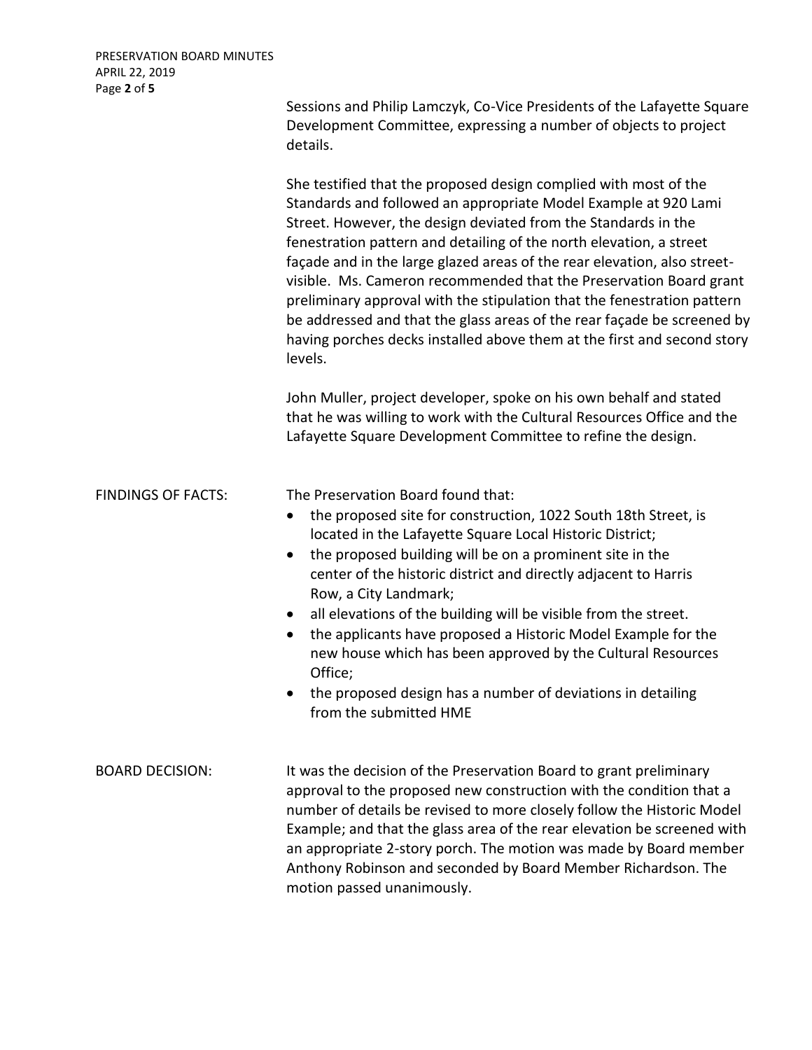Sessions and Philip Lamczyk, Co-Vice Presidents of the Lafayette Square Development Committee, expressing a number of objects to project details.

She testified that the proposed design complied with most of the Standards and followed an appropriate Model Example at 920 Lami Street. However, the design deviated from the Standards in the fenestration pattern and detailing of the north elevation, a street façade and in the large glazed areas of the rear elevation, also street-visible. Ms. Cameron recommended that the Preservation Board grant preliminary approval with the stipulation that the fenestration pattern be addressed and that the glass areas of the rear façade be screened by having porches decks installed above them at the first and second story levels.

John Muller, project developer, spoke on his own behalf and stated that he was willing to work with the Cultural Resources Office and the Lafayette Square Development Committee to refine the design.

FINDINGS OF FACTS: The Preservation Board found that:

- the proposed site for construction, 1022 South 18th Street, is located in the Lafayette Square Local Historic District;
- the proposed building will be on a prominent site in the center of the historic district and directly adjacent to Harris Row, a City Landmark;
- all elevations of the building will be visible from the street.
- the applicants have proposed a Historic Model Example for the new house which has been approved by the Cultural Resources Office;
- the proposed design has a number of deviations in detailing from the submitted HME

BOARD DECISION: It was the decision of the Preservation Board to grant preliminary approval to the proposed new construction with the condition that a number of details be revised to more closely follow the Historic Model Example; and that the glass area of the rear elevation be screened with an appropriate 2-story porch. The motion was made by Board member Anthony Robinson and seconded by Board Member Richardson. The motion passed unanimously.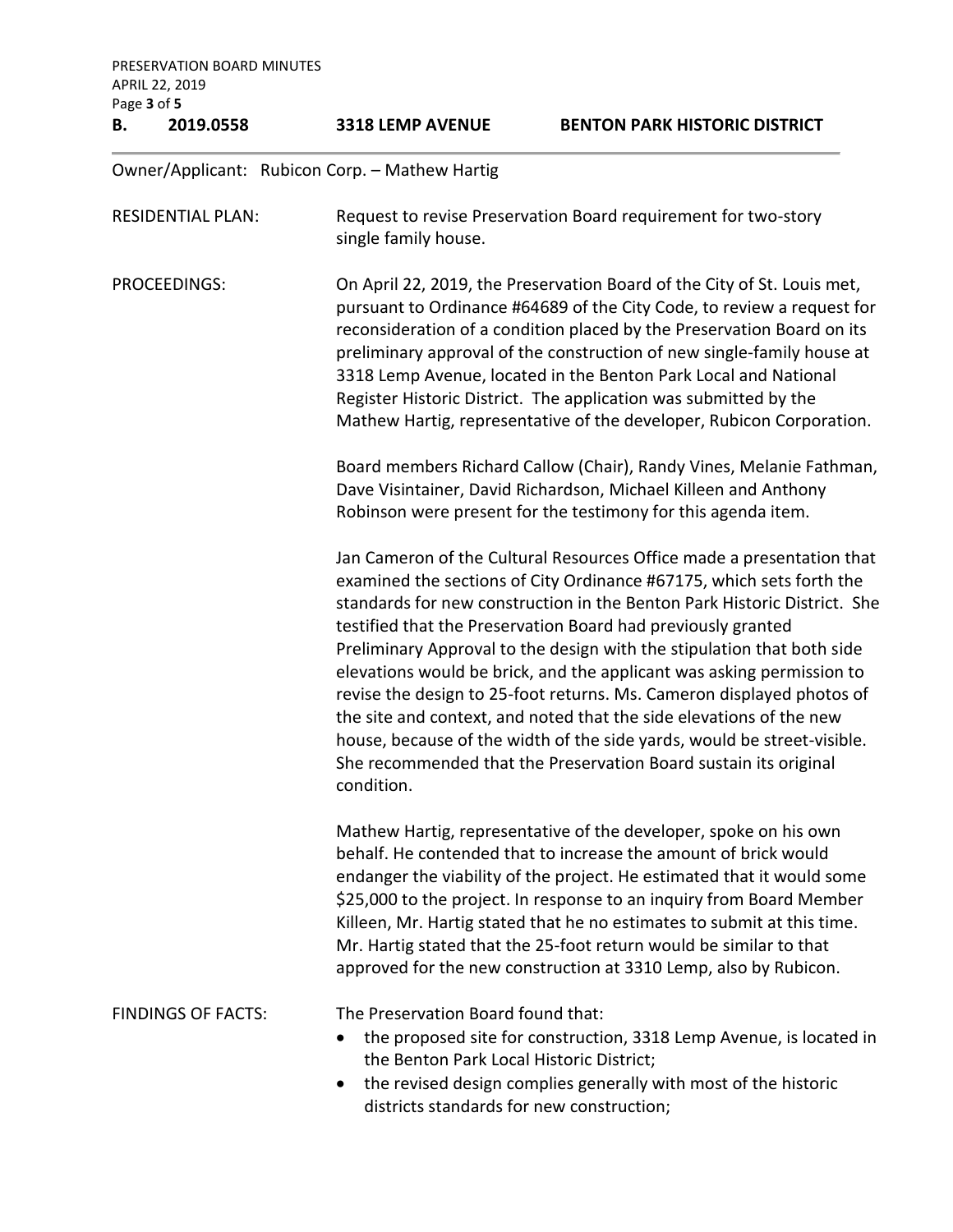**B. 2019.0558 3318 LEMP AVENUE BENTON PARK HISTORIC DISTRICT**

Owner/Applicant: Rubicon Corp. – Mathew Hartig

RESIDENTIAL PLAN: Request to revise Preservation Board requirement for two-story single family house.

PROCEEDINGS: On April 22, 2019, the Preservation Board of the City of St. Louis met, pursuant to Ordinance #64689 of the City Code, to review a request for reconsideration of a condition placed by the Preservation Board on its preliminary approval of the construction of new single-family house at 3318 Lemp Avenue, located in the Benton Park Local and National Register Historic District. The application was submitted by the Mathew Hartig, representative of the developer, Rubicon Corporation.

Board members Richard Callow (Chair), Randy Vines, Melanie Fathman, Dave Visintainer, David Richardson, Michael Killeen and Anthony Robinson were present for the testimony for this agenda item.

Jan Cameron of the Cultural Resources Office made a presentation that examined the sections of City Ordinance #67175, which sets forth the standards for new construction in the Benton Park Historic District. She testified that the Preservation Board had previously granted Preliminary Approval to the design with the stipulation that both side elevations would be brick, and the applicant was asking permission to revise the design to 25-foot returns. Ms. Cameron displayed photos of the site and context, and noted that the side elevations of the new house, because of the width of the side yards, would be street-visible. She recommended that the Preservation Board sustain its original condition.

Mathew Hartig, representative of the developer, spoke on his own behalf. He contended that to increase the amount of brick would endanger the viability of the project. He estimated that it would some $25,000 to the project. In response to an inquiry from Board Member Killeen, Mr. Hartig stated that he no estimates to submit at this time. Mr. Hartig stated that the 25-foot return would be similar to that approved for the new construction at 3310 Lemp, also by Rubicon.

FINDINGS OF FACTS: The Preservation Board found that:

- the proposed site for construction, 3318 Lemp Avenue, is located in the Benton Park Local Historic District;
- the revised design complies generally with most of the historic districts standards for new construction;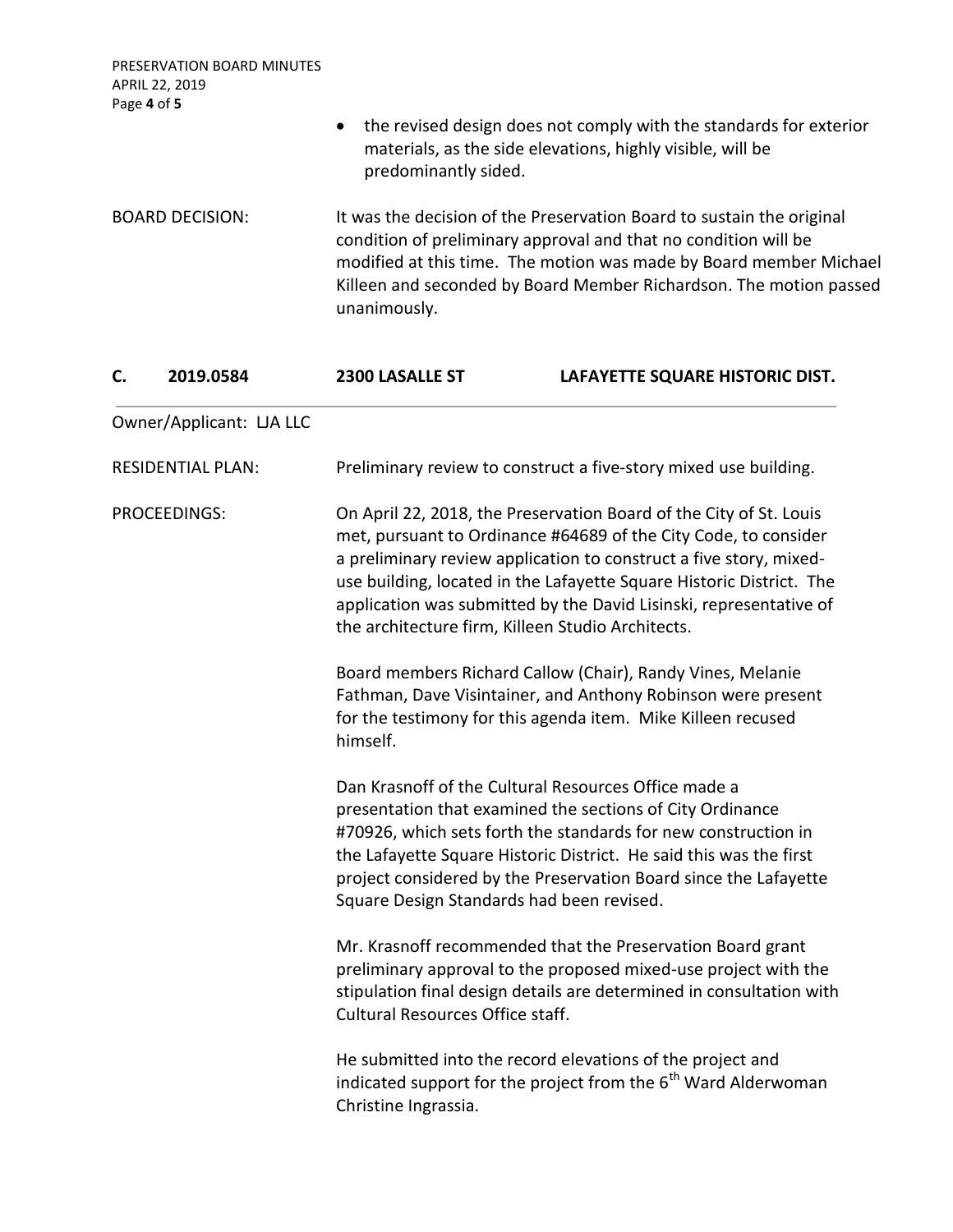- the revised design does not comply with the standards for exterior materials, as the side elevations, highly visible, will be predominantly sided.

BOARD DECISION: It was the decision of the Preservation Board to sustain the original condition of preliminary approval and that no condition will be modified at this time. The motion was made by Board member Michael Killeen and seconded by Board Member Richardson. The motion passed unanimously.

## C. 2019.0584 2300 LASALLE ST LAFAYETTE SQUARE HISTORIC DIST.

Owner/Applicant: LJA LLC

RESIDENTIAL PLAN: Preliminary review to construct a five-story mixed use building.

PROCEEDINGS: On April 22, 2018, the Preservation Board of the City of St. Louis met, pursuant to Ordinance #64689 of the City Code, to consider a preliminary review application to construct a five story, mixed-use building, located in the Lafayette Square Historic District. The application was submitted by the David Lisinski, representative of the architecture firm, Killeen Studio Architects.

Board members Richard Callow (Chair), Randy Vines, Melanie Fathman, Dave Visintainer, and Anthony Robinson were present for the testimony for this agenda item. Mike Killeen recused himself.

Dan Krasnoff of the Cultural Resources Office made a presentation that examined the sections of City Ordinance #70926, which sets forth the standards for new construction in the Lafayette Square Historic District. He said this was the first project considered by the Preservation Board since the Lafayette Square Design Standards had been revised.

Mr. Krasnoff recommended that the Preservation Board grant preliminary approval to the proposed mixed-use project with the stipulation final design details are determined in consultation with Cultural Resources Office staff.

He submitted into the record elevations of the project and indicated support for the project from the 6th Ward Alderwoman Christine Ingrassia.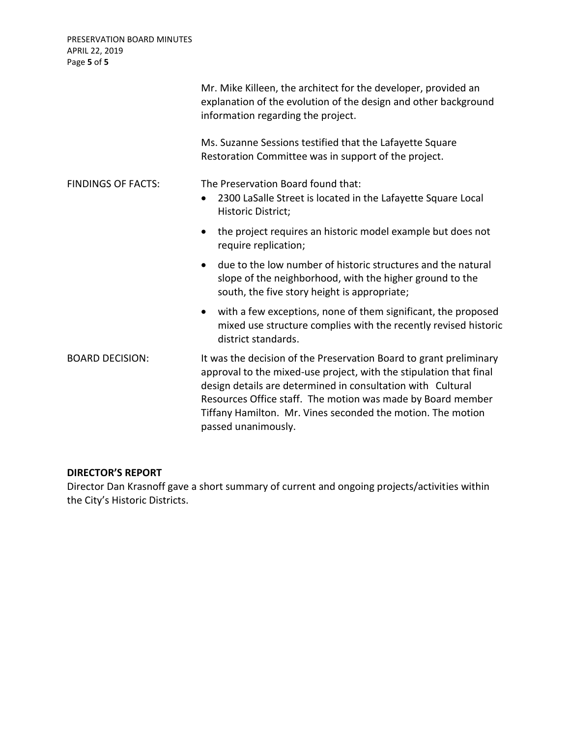Mr. Mike Killeen, the architect for the developer, provided an explanation of the evolution of the design and other background information regarding the project.

Ms. Suzanne Sessions testified that the Lafayette Square Restoration Committee was in support of the project.

FINDINGS OF FACTS: The Preservation Board found that:

- 2300 LaSalle Street is located in the Lafayette Square Local Historic District;
- the project requires an historic model example but does not require replication;
- due to the low number of historic structures and the natural slope of the neighborhood, with the higher ground to the south, the five story height is appropriate;
- with a few exceptions, none of them significant, the proposed mixed use structure complies with the recently revised historic district standards.

BOARD DECISION: It was the decision of the Preservation Board to grant preliminary approval to the mixed-use project, with the stipulation that final design details are determined in consultation with Cultural Resources Office staff. The motion was made by Board member Tiffany Hamilton. Mr. Vines seconded the motion. The motion passed unanimously.

**DIRECTOR'S REPORT**

Director Dan Krasnoff gave a short summary of current and ongoing projects/activities within the City's Historic Districts.